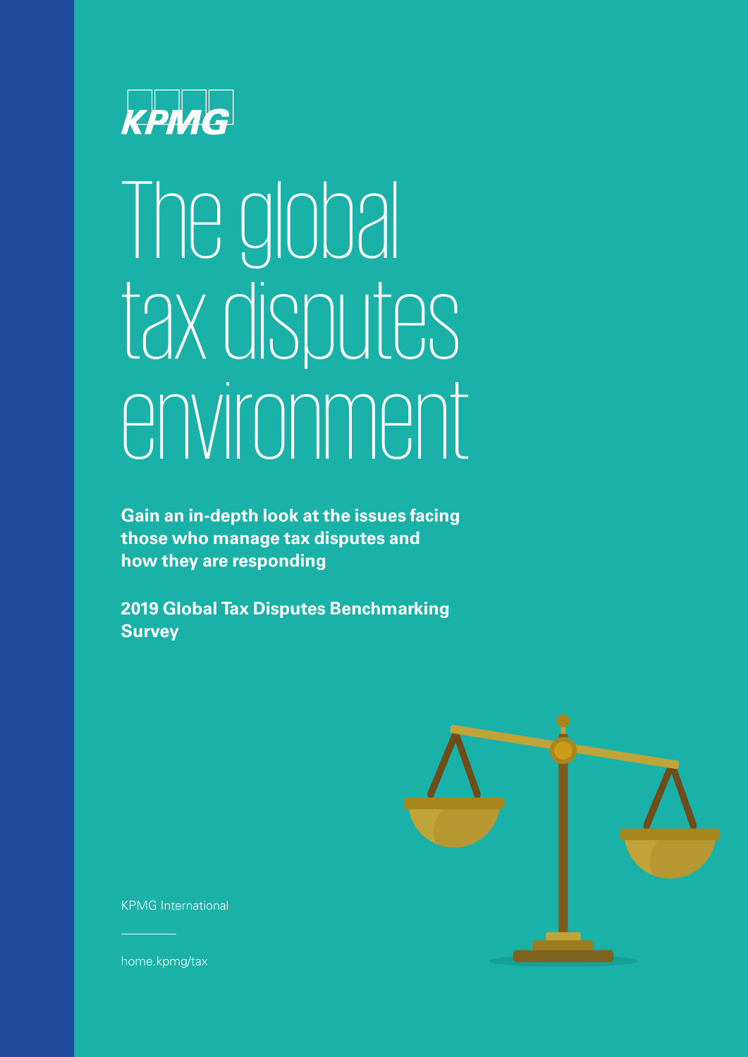KPMG

# The global tax disputes environment

**Gain an in-depth look at the issues facing those who manage tax disputes and how they are responding**

**2019 Global Tax Disputes Benchmarking Survey**

KPMG International

home.kpmg/tax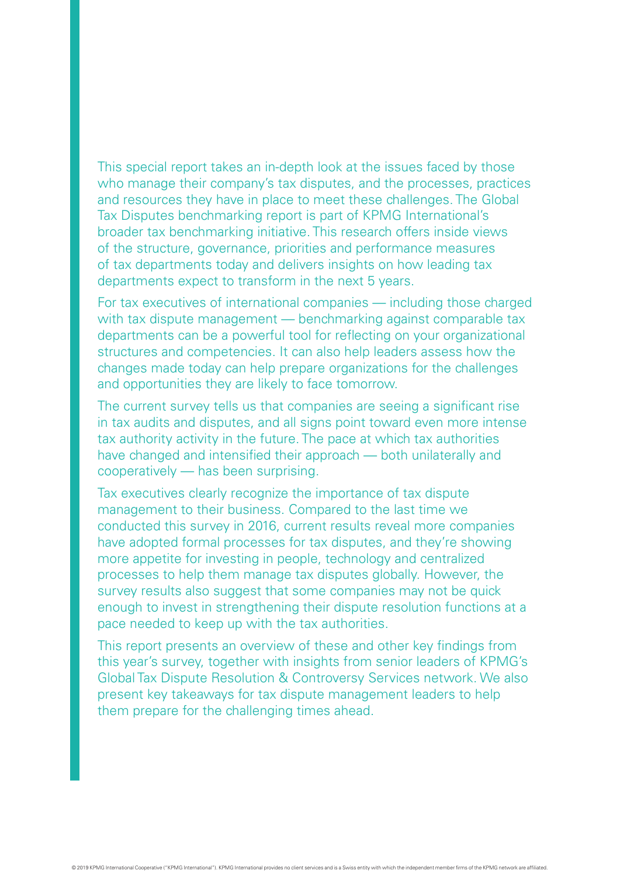This special report takes an in-depth look at the issues faced by those who manage their company's tax disputes, and the processes, practices and resources they have in place to meet these challenges. The Global Tax Disputes benchmarking report is part of KPMG International's broader tax benchmarking initiative. This research offers inside views of the structure, governance, priorities and performance measures of tax departments today and delivers insights on how leading tax departments expect to transform in the next 5 years.

For tax executives of international companies — including those charged with tax dispute management — benchmarking against comparable tax departments can be a powerful tool for reflecting on your organizational structures and competencies. It can also help leaders assess how the changes made today can help prepare organizations for the challenges and opportunities they are likely to face tomorrow.

The current survey tells us that companies are seeing a significant rise in tax audits and disputes, and all signs point toward even more intense tax authority activity in the future. The pace at which tax authorities have changed and intensified their approach — both unilaterally and cooperatively — has been surprising.

Tax executives clearly recognize the importance of tax dispute management to their business. Compared to the last time we conducted this survey in 2016, current results reveal more companies have adopted formal processes for tax disputes, and they're showing more appetite for investing in people, technology and centralized processes to help them manage tax disputes globally. However, the survey results also suggest that some companies may not be quick enough to invest in strengthening their dispute resolution functions at a pace needed to keep up with the tax authorities.

This report presents an overview of these and other key findings from this year's survey, together with insights from senior leaders of KPMG's Global Tax Dispute Resolution & Controversy Services network. We also present key takeaways for tax dispute management leaders to help them prepare for the challenging times ahead.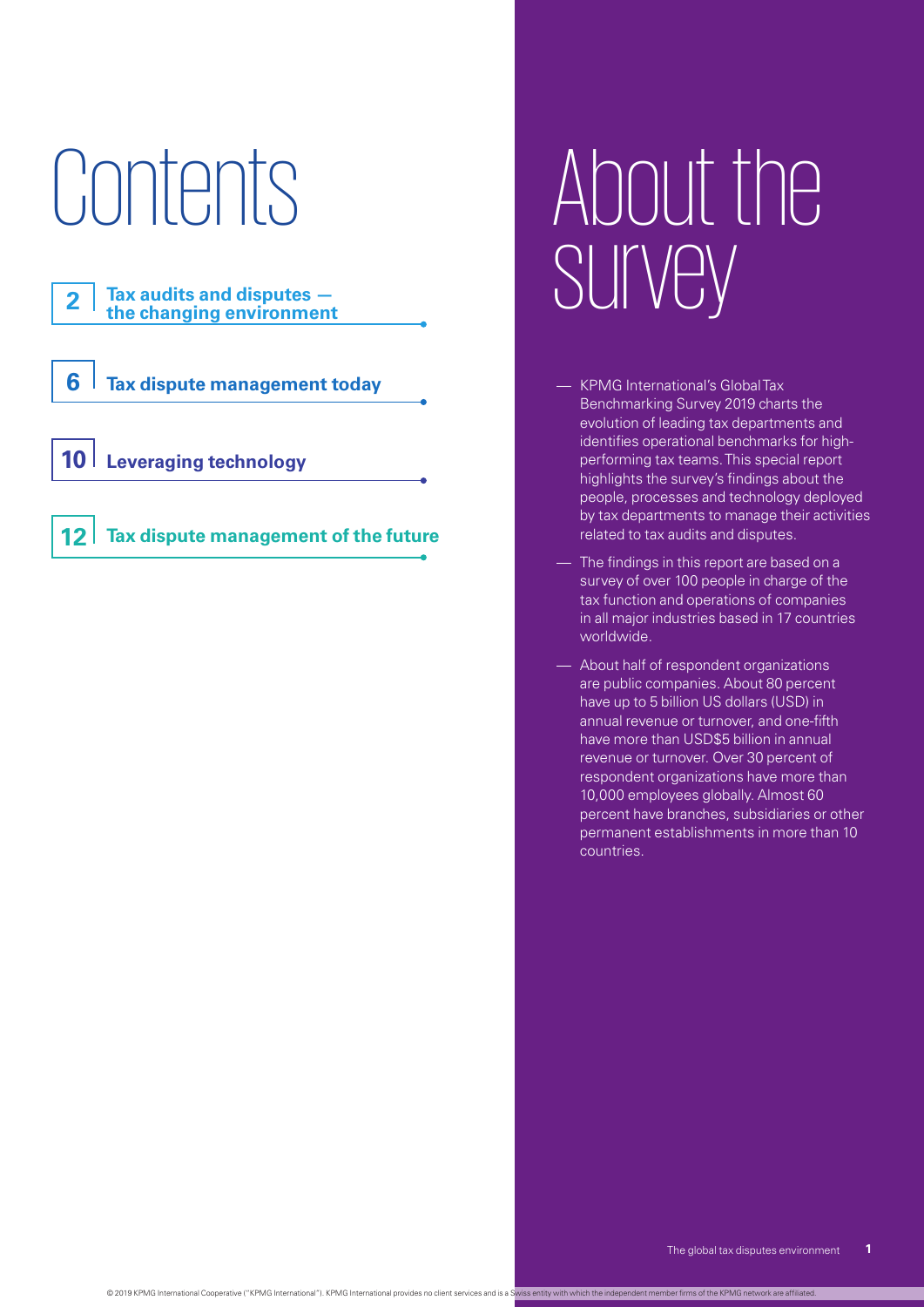# Contents

- 2 **Tax audits and disputes — the changing environment**
- 6 **Tax dispute management today**
- 10 **Leveraging technology**
- 12 **Tax dispute management of the future**

# About the survey

- KPMG International's Global Tax Benchmarking Survey 2019 charts the evolution of leading tax departments and identifies operational benchmarks for high-performing tax teams. This special report highlights the survey's findings about the people, processes and technology deployed by tax departments to manage their activities related to tax audits and disputes.
- The findings in this report are based on a survey of over 100 people in charge of the tax function and operations of companies in all major industries based in 17 countries worldwide.
- About half of respondent organizations are public companies. About 80 percent have up to 5 billion US dollars (USD) in annual revenue or turnover, and one-fifth have more than USD$5 billion in annual revenue or turnover. Over 30 percent of respondent organizations have more than 10,000 employees globally. Almost 60 percent have branches, subsidiaries or other permanent establishments in more than 10 countries.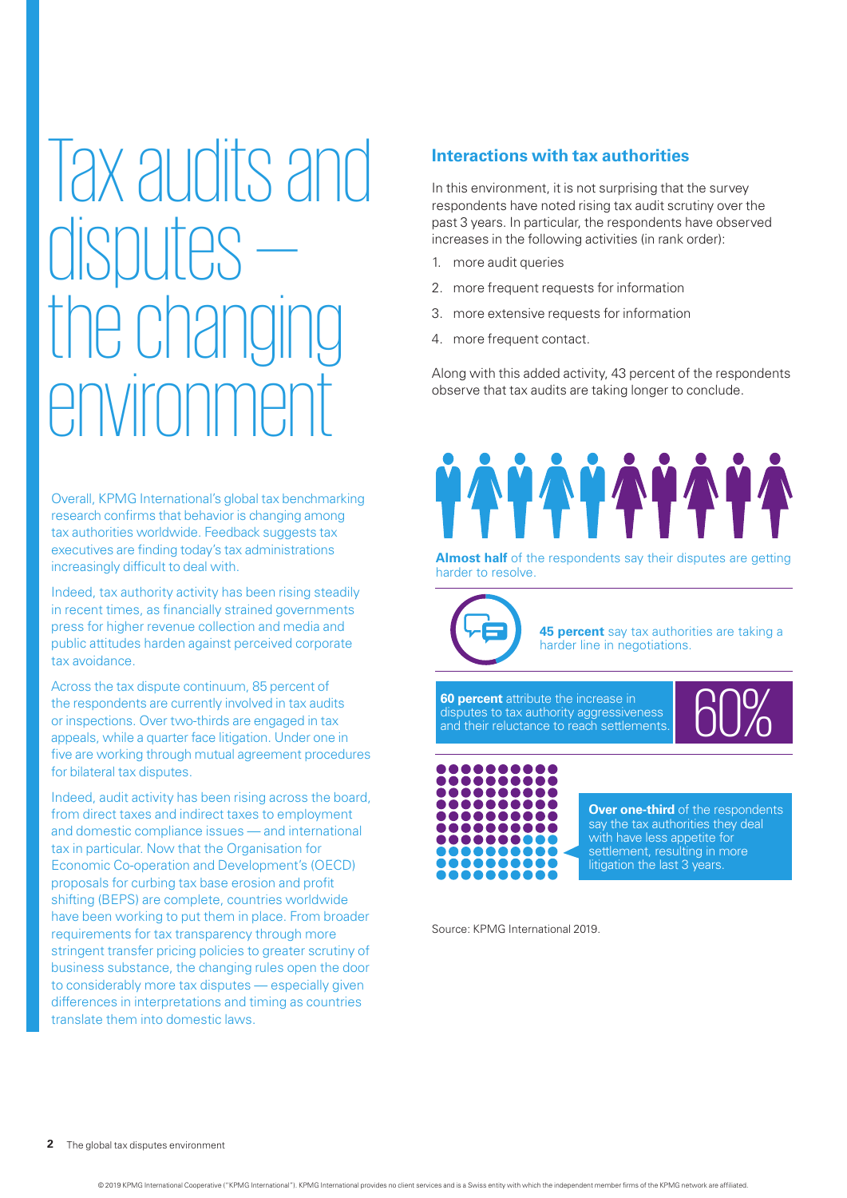# Tax audits and disputes — the changing environment

Overall, KPMG International's global tax benchmarking research confirms that behavior is changing among tax authorities worldwide. Feedback suggests tax executives are finding today's tax administrations increasingly difficult to deal with.

Indeed, tax authority activity has been rising steadily in recent times, as financially strained governments press for higher revenue collection and media and public attitudes harden against perceived corporate tax avoidance.

Across the tax dispute continuum, 85 percent of the respondents are currently involved in tax audits or inspections. Over two-thirds are engaged in tax appeals, while a quarter face litigation. Under one in five are working through mutual agreement procedures for bilateral tax disputes.

Indeed, audit activity has been rising across the board, from direct taxes and indirect taxes to employment and domestic compliance issues — and international tax in particular. Now that the Organisation for Economic Co-operation and Development's (OECD) proposals for curbing tax base erosion and profit shifting (BEPS) are complete, countries worldwide have been working to put them in place. From broader requirements for tax transparency through more stringent transfer pricing policies to greater scrutiny of business substance, the changing rules open the door to considerably more tax disputes — especially given differences in interpretations and timing as countries translate them into domestic laws.

## Interactions with tax authorities

In this environment, it is not surprising that the survey respondents have noted rising tax audit scrutiny over the past 3 years. In particular, the respondents have observed increases in the following activities (in rank order):

1. more audit queries
2. more frequent requests for information
3. more extensive requests for information
4. more frequent contact.

Along with this added activity, 43 percent of the respondents observe that tax audits are taking longer to conclude.

**Almost half** of the respondents say their disputes are getting harder to resolve.

**45 percent** say tax authorities are taking a harder line in negotiations.

**60 percent** attribute the increase in disputes to tax authority aggressiveness and their reluctance to reach settlements.

60%

**Over one-third** of the respondents say the tax authorities they deal with have less appetite for settlement, resulting in more litigation the last 3 years.

Source: KPMG International 2019.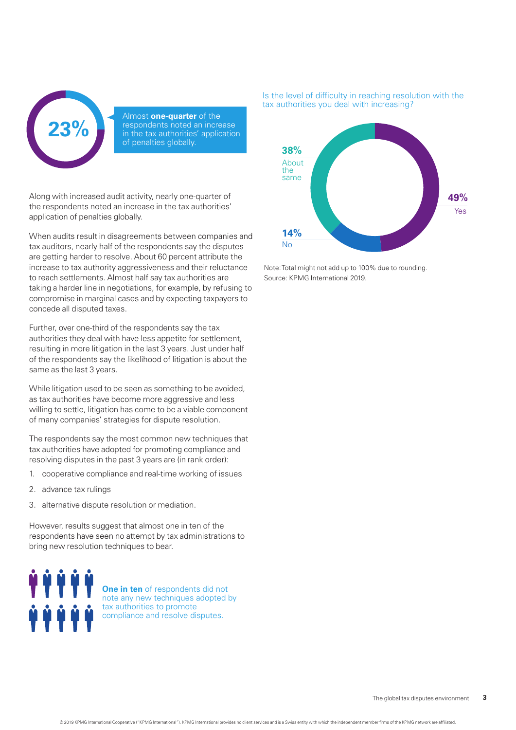23%

Almost **one-quarter** of the respondents noted an increase in the tax authorities' application of penalties globally.

Along with increased audit activity, nearly one-quarter of the respondents noted an increase in the tax authorities' application of penalties globally.

When audits result in disagreements between companies and tax auditors, nearly half of the respondents say the disputes are getting harder to resolve. About 60 percent attribute the increase to tax authority aggressiveness and their reluctance to reach settlements. Almost half say tax authorities are taking a harder line in negotiations, for example, by refusing to compromise in marginal cases and by expecting taxpayers to concede all disputed taxes.

Further, over one-third of the respondents say the tax authorities they deal with have less appetite for settlement, resulting in more litigation in the last 3 years. Just under half of the respondents say the likelihood of litigation is about the same as the last 3 years.

While litigation used to be seen as something to be avoided, as tax authorities have become more aggressive and less willing to settle, litigation has come to be a viable component of many companies' strategies for dispute resolution.

The respondents say the most common new techniques that tax authorities have adopted for promoting compliance and resolving disputes in the past 3 years are (in rank order):

1. cooperative compliance and real-time working of issues
2. advance tax rulings
3. alternative dispute resolution or mediation.

However, results suggest that almost one in ten of the respondents have seen no attempt by tax administrations to bring new resolution techniques to bear.

**One in ten** of respondents did not note any new techniques adopted by tax authorities to promote compliance and resolve disputes.

Is the level of difficulty in reaching resolution with the tax authorities you deal with increasing?

| Response | Percentage |
|---|---|
| Yes | 49% |
| About the same | 38% |
| No | 14% |

Note: Total might not add up to 100% due to rounding.
Source: KPMG International 2019.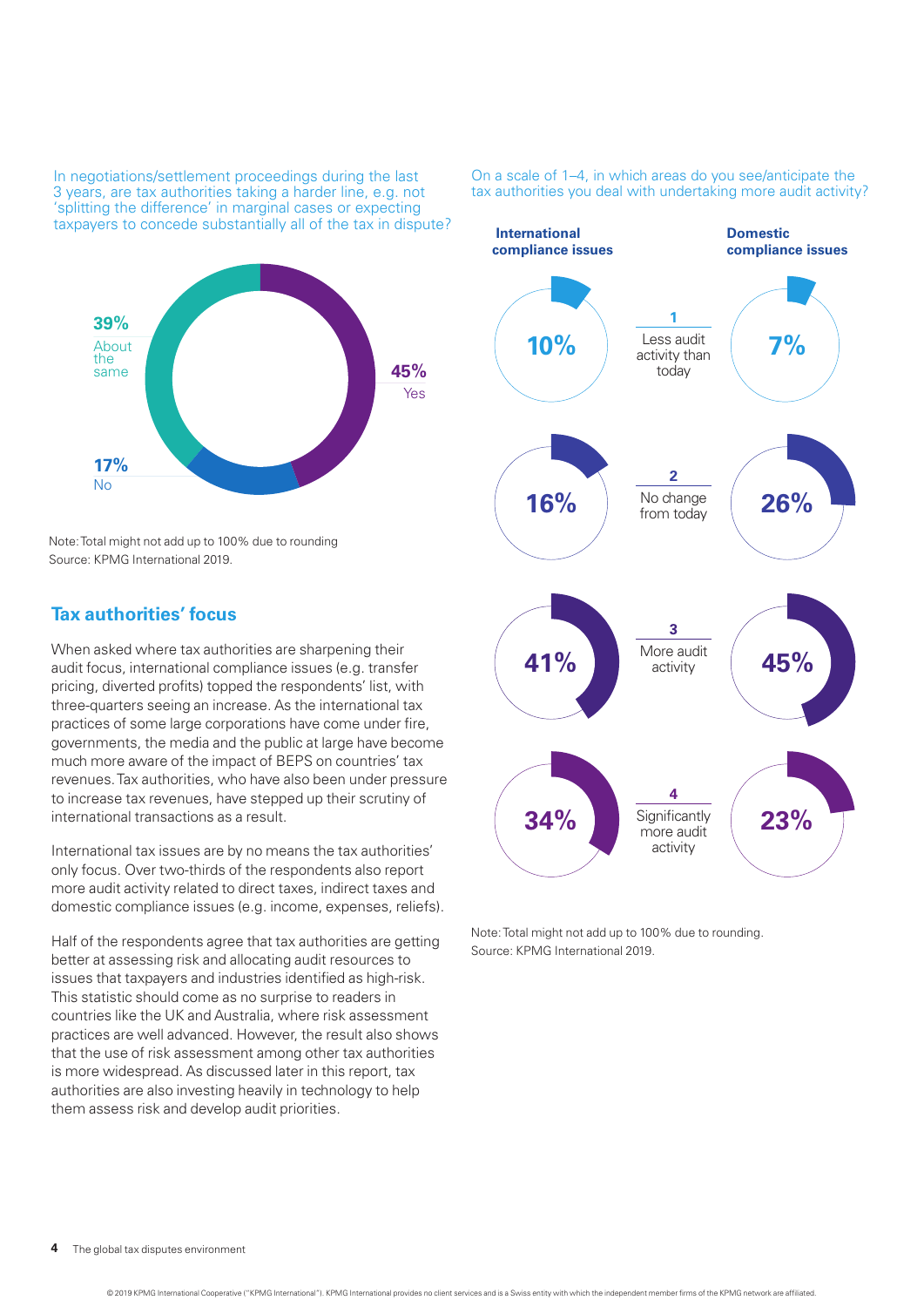In negotiations/settlement proceedings during the last 3 years, are tax authorities taking a harder line, e.g. not 'splitting the difference' in marginal cases or expecting taxpayers to concede substantially all of the tax in dispute?

| Response | % |
|---|---|
| Yes | 45% |
| About the same | 39% |
| No | 17% |

Note: Total might not add up to 100% due to rounding
Source: KPMG International 2019.

## Tax authorities' focus

When asked where tax authorities are sharpening their audit focus, international compliance issues (e.g. transfer pricing, diverted profits) topped the respondents' list, with three-quarters seeing an increase. As the international tax practices of some large corporations have come under fire, governments, the media and the public at large have become much more aware of the impact of BEPS on countries' tax revenues. Tax authorities, who have also been under pressure to increase tax revenues, have stepped up their scrutiny of international transactions as a result.

International tax issues are by no means the tax authorities' only focus. Over two-thirds of the respondents also report more audit activity related to direct taxes, indirect taxes and domestic compliance issues (e.g. income, expenses, reliefs).

Half of the respondents agree that tax authorities are getting better at assessing risk and allocating audit resources to issues that taxpayers and industries identified as high-risk. This statistic should come as no surprise to readers in countries like the UK and Australia, where risk assessment practices are well advanced. However, the result also shows that the use of risk assessment among other tax authorities is more widespread. As discussed later in this report, tax authorities are also investing heavily in technology to help them assess risk and develop audit priorities.

On a scale of 1–4, in which areas do you see/anticipate the tax authorities you deal with undertaking more audit activity?

| International compliance issues | Scale | Domestic compliance issues |
|---|---|---|
| 10% | 1 Less audit activity than today | 7% |
| 16% | 2 No change from today | 26% |
| 41% | 3 More audit activity | 45% |
| 34% | 4 Significantly more audit activity | 23% |

Note: Total might not add up to 100% due to rounding.
Source: KPMG International 2019.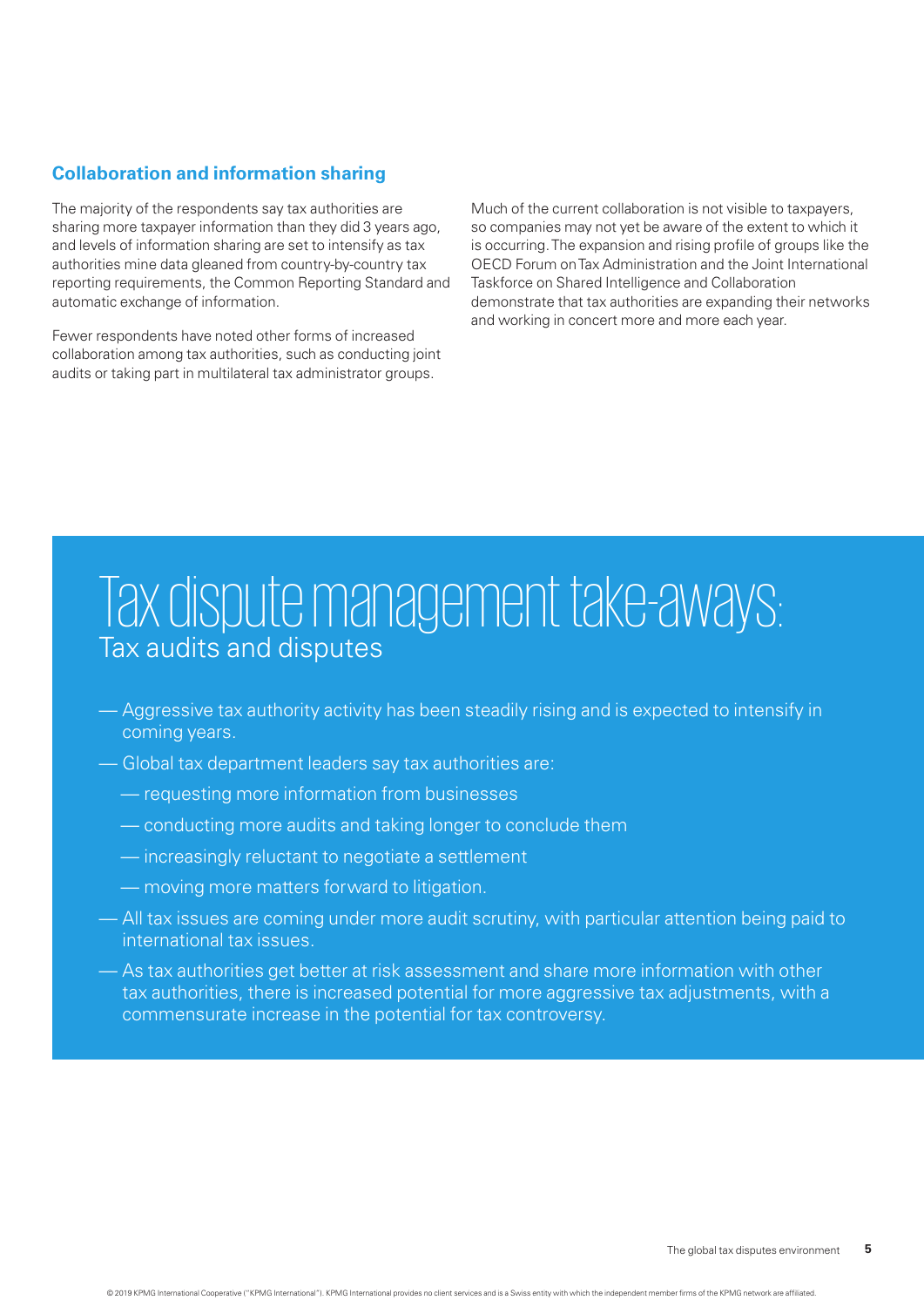## Collaboration and information sharing

The majority of the respondents say tax authorities are sharing more taxpayer information than they did 3 years ago, and levels of information sharing are set to intensify as tax authorities mine data gleaned from country-by-country tax reporting requirements, the Common Reporting Standard and automatic exchange of information.

Fewer respondents have noted other forms of increased collaboration among tax authorities, such as conducting joint audits or taking part in multilateral tax administrator groups.

Much of the current collaboration is not visible to taxpayers, so companies may not yet be aware of the extent to which it is occurring. The expansion and rising profile of groups like the OECD Forum on Tax Administration and the Joint International Taskforce on Shared Intelligence and Collaboration demonstrate that tax authorities are expanding their networks and working in concert more and more each year.

# Tax dispute management take-aways:

## Tax audits and disputes

- Aggressive tax authority activity has been steadily rising and is expected to intensify in coming years.
- Global tax department leaders say tax authorities are:
  - requesting more information from businesses
  - conducting more audits and taking longer to conclude them
  - increasingly reluctant to negotiate a settlement
  - moving more matters forward to litigation.
- All tax issues are coming under more audit scrutiny, with particular attention being paid to international tax issues.
- As tax authorities get better at risk assessment and share more information with other tax authorities, there is increased potential for more aggressive tax adjustments, with a commensurate increase in the potential for tax controversy.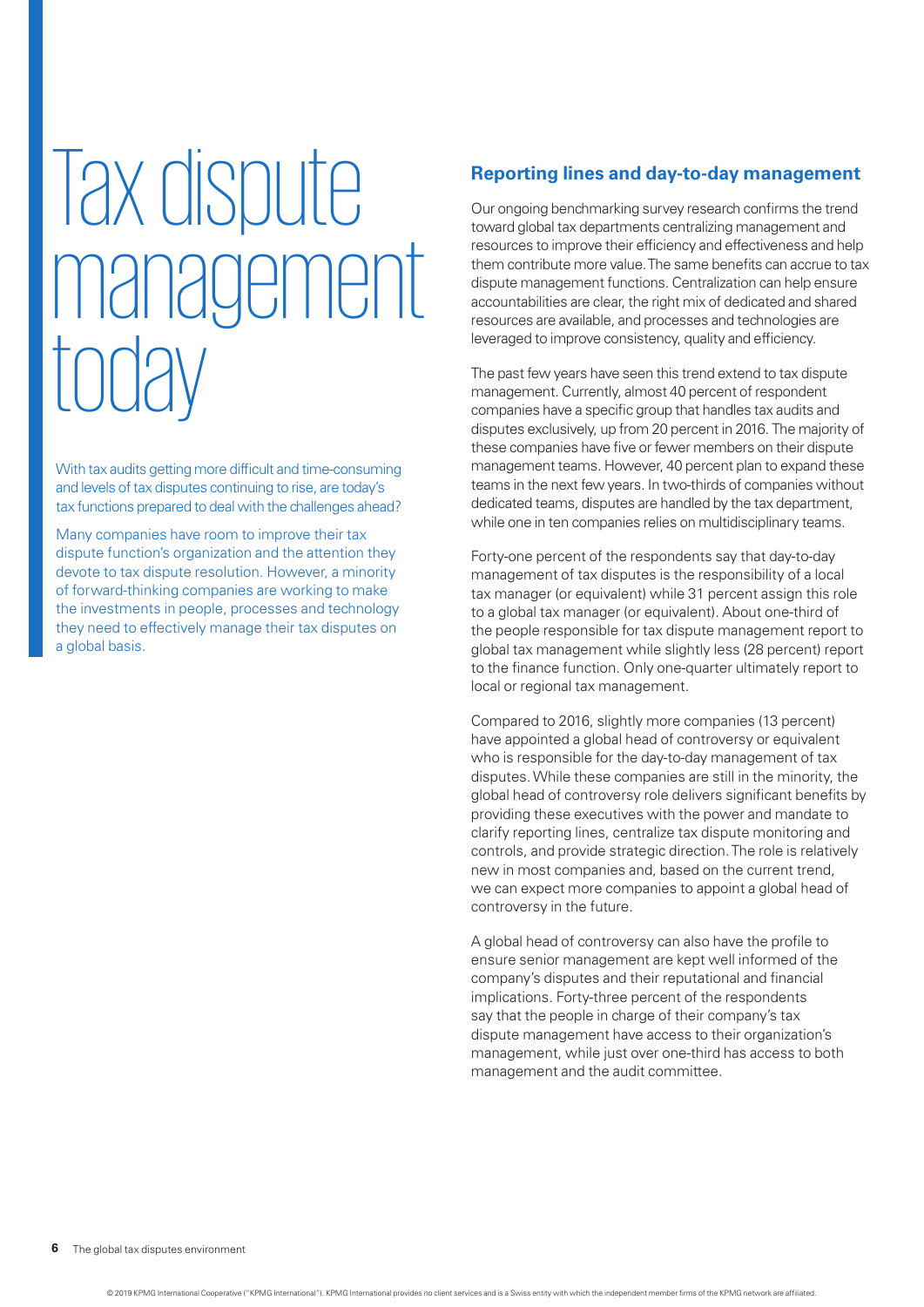# Tax dispute management today

With tax audits getting more difficult and time-consuming and levels of tax disputes continuing to rise, are today's tax functions prepared to deal with the challenges ahead?

Many companies have room to improve their tax dispute function's organization and the attention they devote to tax dispute resolution. However, a minority of forward-thinking companies are working to make the investments in people, processes and technology they need to effectively manage their tax disputes on a global basis.

## Reporting lines and day-to-day management

Our ongoing benchmarking survey research confirms the trend toward global tax departments centralizing management and resources to improve their efficiency and effectiveness and help them contribute more value. The same benefits can accrue to tax dispute management functions. Centralization can help ensure accountabilities are clear, the right mix of dedicated and shared resources are available, and processes and technologies are leveraged to improve consistency, quality and efficiency.

The past few years have seen this trend extend to tax dispute management. Currently, almost 40 percent of respondent companies have a specific group that handles tax audits and disputes exclusively, up from 20 percent in 2016. The majority of these companies have five or fewer members on their dispute management teams. However, 40 percent plan to expand these teams in the next few years. In two-thirds of companies without dedicated teams, disputes are handled by the tax department, while one in ten companies relies on multidisciplinary teams.

Forty-one percent of the respondents say that day-to-day management of tax disputes is the responsibility of a local tax manager (or equivalent) while 31 percent assign this role to a global tax manager (or equivalent). About one-third of the people responsible for tax dispute management report to global tax management while slightly less (28 percent) report to the finance function. Only one-quarter ultimately report to local or regional tax management.

Compared to 2016, slightly more companies (13 percent) have appointed a global head of controversy or equivalent who is responsible for the day-to-day management of tax disputes. While these companies are still in the minority, the global head of controversy role delivers significant benefits by providing these executives with the power and mandate to clarify reporting lines, centralize tax dispute monitoring and controls, and provide strategic direction. The role is relatively new in most companies and, based on the current trend, we can expect more companies to appoint a global head of controversy in the future.

A global head of controversy can also have the profile to ensure senior management are kept well informed of the company's disputes and their reputational and financial implications. Forty-three percent of the respondents say that the people in charge of their company's tax dispute management have access to their organization's management, while just over one-third has access to both management and the audit committee.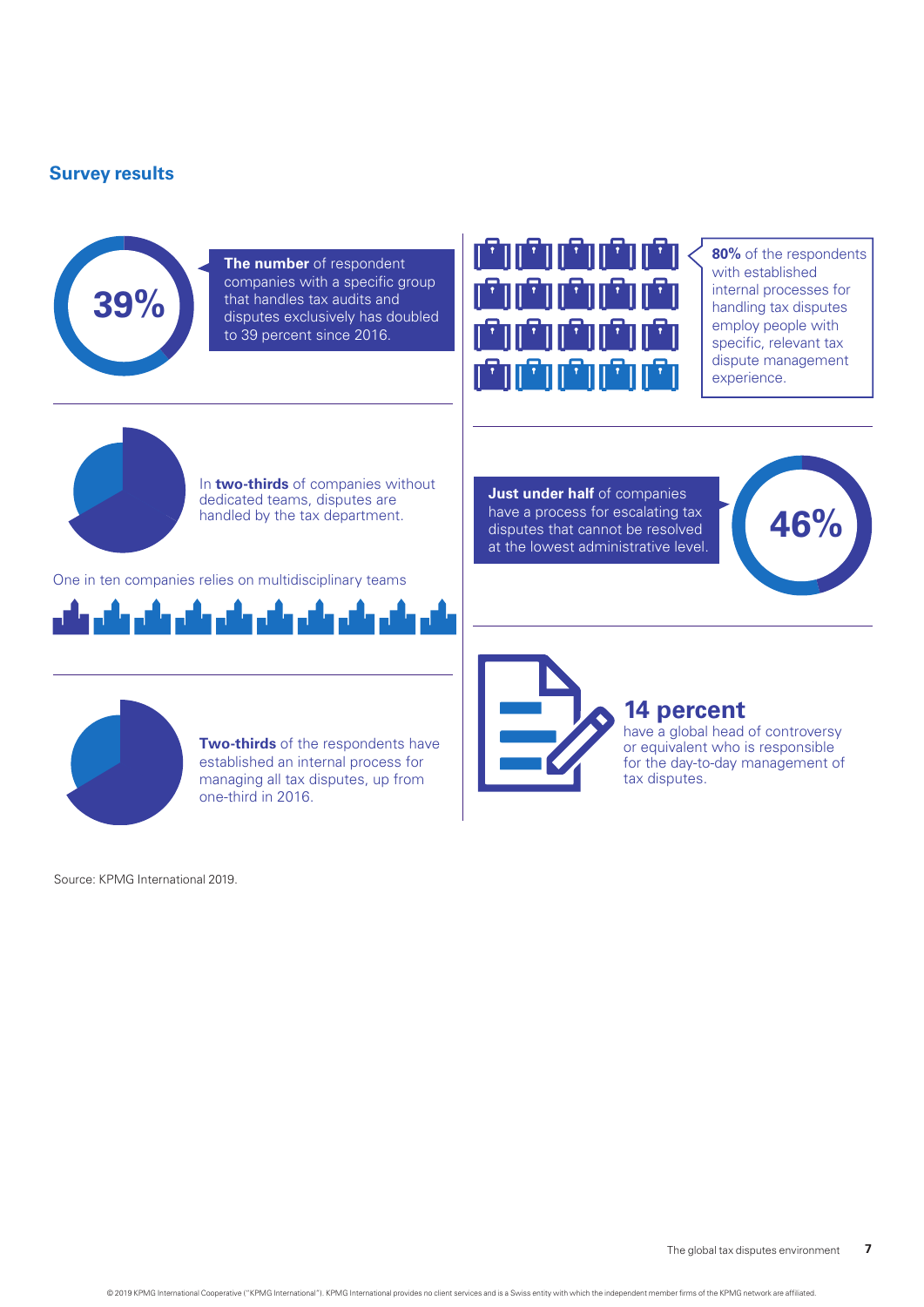## Survey results

39%

**The number** of respondent companies with a specific group that handles tax audits and disputes exclusively has doubled to 39 percent since 2016.

**80%** of the respondents with established internal processes for handling tax disputes employ people with specific, relevant tax dispute management experience.

In **two-thirds** of companies without dedicated teams, disputes are handled by the tax department.

One in ten companies relies on multidisciplinary teams

**Just under half** of companies have a process for escalating tax disputes that cannot be resolved at the lowest administrative level.

46%

**Two-thirds** of the respondents have established an internal process for managing all tax disputes, up from one-third in 2016.

**14 percent**

have a global head of controversy or equivalent who is responsible for the day-to-day management of tax disputes.

Source: KPMG International 2019.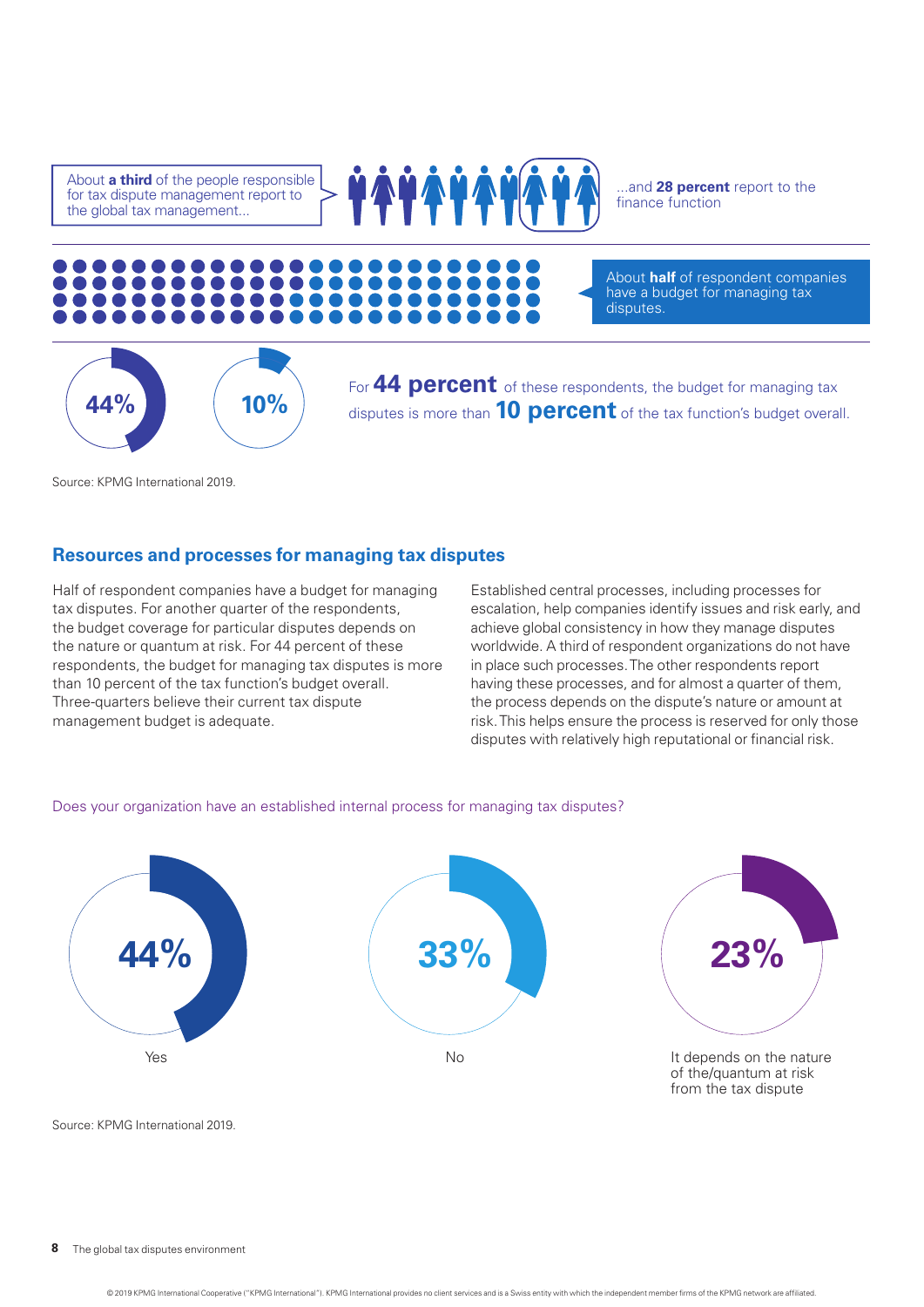About **a third** of the people responsible for tax dispute management report to the global tax management...

...and **28 percent** report to the finance function

About **half** of respondent companies have a budget for managing tax disputes.

44%

10%

For **44 percent** of these respondents, the budget for managing tax disputes is more than **10 percent** of the tax function's budget overall.

Source: KPMG International 2019.

## Resources and processes for managing tax disputes

Half of respondent companies have a budget for managing tax disputes. For another quarter of the respondents, the budget coverage for particular disputes depends on the nature or quantum at risk. For 44 percent of these respondents, the budget for managing tax disputes is more than 10 percent of the tax function's budget overall. Three-quarters believe their current tax dispute management budget is adequate.

Established central processes, including processes for escalation, help companies identify issues and risk early, and achieve global consistency in how they manage disputes worldwide. A third of respondent organizations do not have in place such processes. The other respondents report having these processes, and for almost a quarter of them, the process depends on the dispute's nature or amount at risk. This helps ensure the process is reserved for only those disputes with relatively high reputational or financial risk.

Does your organization have an established internal process for managing tax disputes?

| Yes | No | It depends on the nature of the/quantum at risk from the tax dispute |
|---|---|---|
| 44% | 33% | 23% |

Source: KPMG International 2019.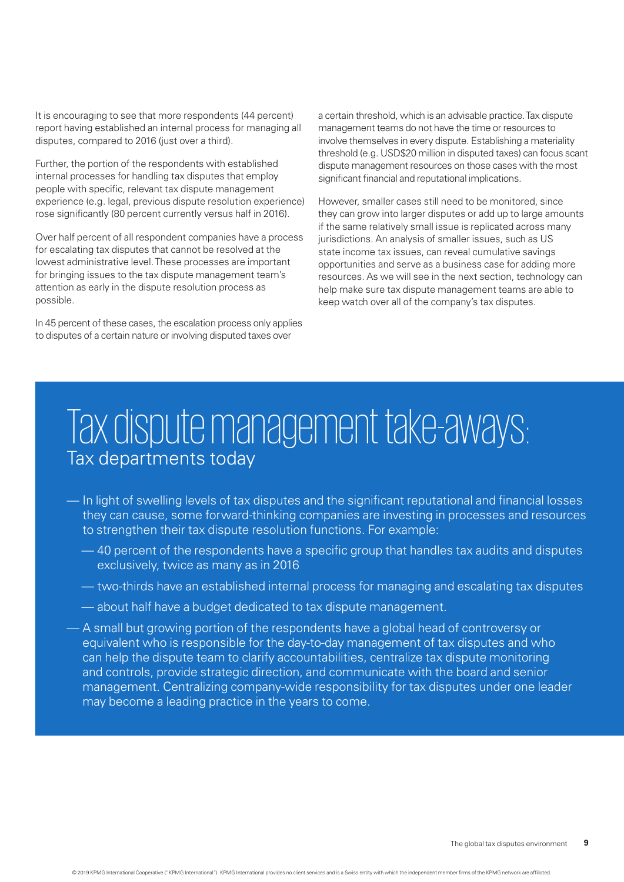It is encouraging to see that more respondents (44 percent) report having established an internal process for managing all disputes, compared to 2016 (just over a third).

Further, the portion of the respondents with established internal processes for handling tax disputes that employ people with specific, relevant tax dispute management experience (e.g. legal, previous dispute resolution experience) rose significantly (80 percent currently versus half in 2016).

Over half percent of all respondent companies have a process for escalating tax disputes that cannot be resolved at the lowest administrative level. These processes are important for bringing issues to the tax dispute management team's attention as early in the dispute resolution process as possible.

In 45 percent of these cases, the escalation process only applies to disputes of a certain nature or involving disputed taxes over a certain threshold, which is an advisable practice. Tax dispute management teams do not have the time or resources to involve themselves in every dispute. Establishing a materiality threshold (e.g. USD$20 million in disputed taxes) can focus scant dispute management resources on those cases with the most significant financial and reputational implications.

However, smaller cases still need to be monitored, since they can grow into larger disputes or add up to large amounts if the same relatively small issue is replicated across many jurisdictions. An analysis of smaller issues, such as US state income tax issues, can reveal cumulative savings opportunities and serve as a business case for adding more resources. As we will see in the next section, technology can help make sure tax dispute management teams are able to keep watch over all of the company's tax disputes.

## Tax dispute management take-aways:

### Tax departments today

- In light of swelling levels of tax disputes and the significant reputational and financial losses they can cause, some forward-thinking companies are investing in processes and resources to strengthen their tax dispute resolution functions. For example:
  - 40 percent of the respondents have a specific group that handles tax audits and disputes exclusively, twice as many as in 2016
  - two-thirds have an established internal process for managing and escalating tax disputes
  - about half have a budget dedicated to tax dispute management.
- A small but growing portion of the respondents have a global head of controversy or equivalent who is responsible for the day-to-day management of tax disputes and who can help the dispute team to clarify accountabilities, centralize tax dispute monitoring and controls, provide strategic direction, and communicate with the board and senior management. Centralizing company-wide responsibility for tax disputes under one leader may become a leading practice in the years to come.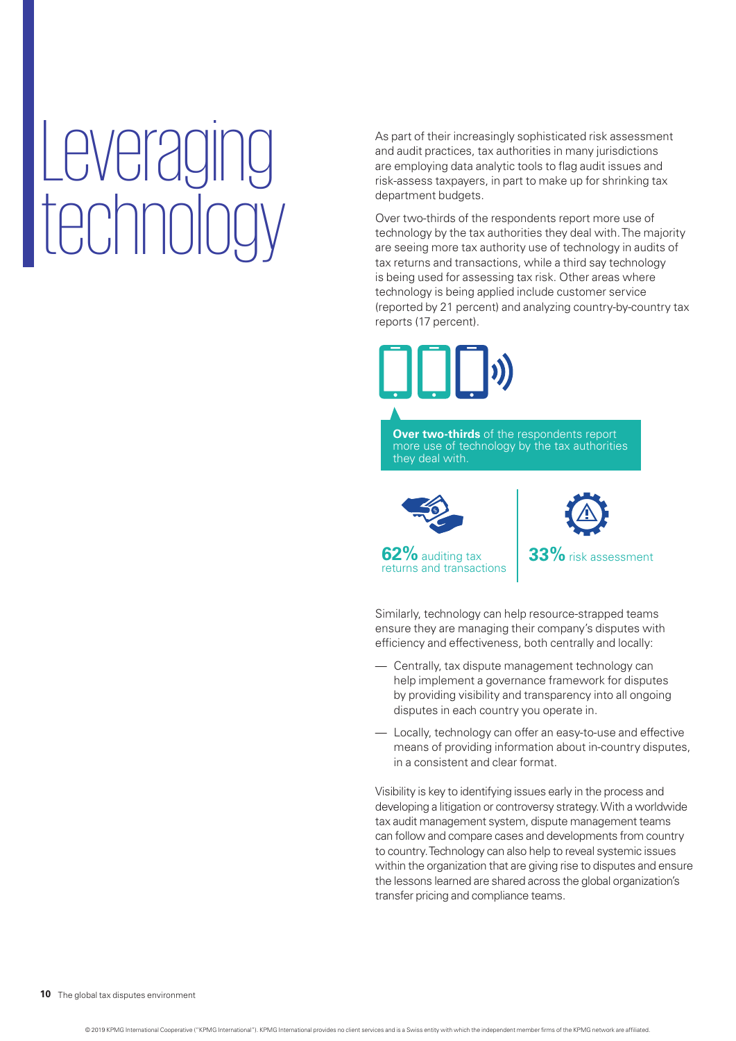# Leveraging technology

As part of their increasingly sophisticated risk assessment and audit practices, tax authorities in many jurisdictions are employing data analytic tools to flag audit issues and risk-assess taxpayers, in part to make up for shrinking tax department budgets.

Over two-thirds of the respondents report more use of technology by the tax authorities they deal with. The majority are seeing more tax authority use of technology in audits of tax returns and transactions, while a third say technology is being used for assessing tax risk. Other areas where technology is being applied include customer service (reported by 21 percent) and analyzing country-by-country tax reports (17 percent).

**Over two-thirds** of the respondents report more use of technology by the tax authorities they deal with.

**62%** auditing tax returns and transactions

**33%** risk assessment

Similarly, technology can help resource-strapped teams ensure they are managing their company's disputes with efficiency and effectiveness, both centrally and locally:

- Centrally, tax dispute management technology can help implement a governance framework for disputes by providing visibility and transparency into all ongoing disputes in each country you operate in.
- Locally, technology can offer an easy-to-use and effective means of providing information about in-country disputes, in a consistent and clear format.

Visibility is key to identifying issues early in the process and developing a litigation or controversy strategy. With a worldwide tax audit management system, dispute management teams can follow and compare cases and developments from country to country. Technology can also help to reveal systemic issues within the organization that are giving rise to disputes and ensure the lessons learned are shared across the global organization's transfer pricing and compliance teams.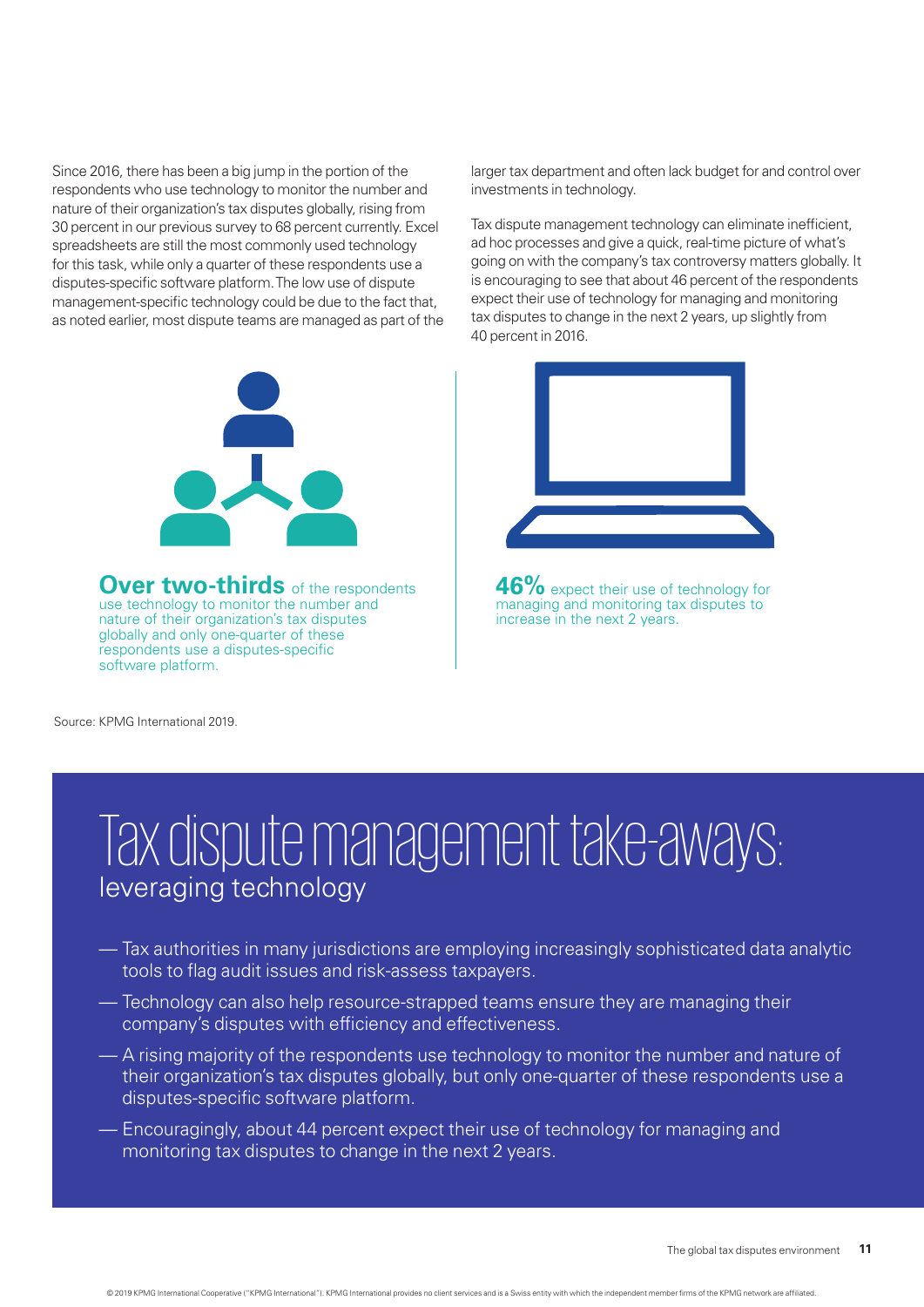Since 2016, there has been a big jump in the portion of the respondents who use technology to monitor the number and nature of their organization's tax disputes globally, rising from 30 percent in our previous survey to 68 percent currently. Excel spreadsheets are still the most commonly used technology for this task, while only a quarter of these respondents use a disputes-specific software platform. The low use of dispute management-specific technology could be due to the fact that, as noted earlier, most dispute teams are managed as part of the larger tax department and often lack budget for and control over investments in technology.

Tax dispute management technology can eliminate inefficient, ad hoc processes and give a quick, real-time picture of what's going on with the company's tax controversy matters globally. It is encouraging to see that about 46 percent of the respondents expect their use of technology for managing and monitoring tax disputes to change in the next 2 years, up slightly from 40 percent in 2016.

**Over two-thirds** of the respondents use technology to monitor the number and nature of their organization's tax disputes globally and only one-quarter of these respondents use a disputes-specific software platform.

**46%** expect their use of technology for managing and monitoring tax disputes to increase in the next 2 years.

Source: KPMG International 2019.

## Tax dispute management take-aways: leveraging technology

- Tax authorities in many jurisdictions are employing increasingly sophisticated data analytic tools to flag audit issues and risk-assess taxpayers.
- Technology can also help resource-strapped teams ensure they are managing their company's disputes with efficiency and effectiveness.
- A rising majority of the respondents use technology to monitor the number and nature of their organization's tax disputes globally, but only one-quarter of these respondents use a disputes-specific software platform.
- Encouragingly, about 44 percent expect their use of technology for managing and monitoring tax disputes to change in the next 2 years.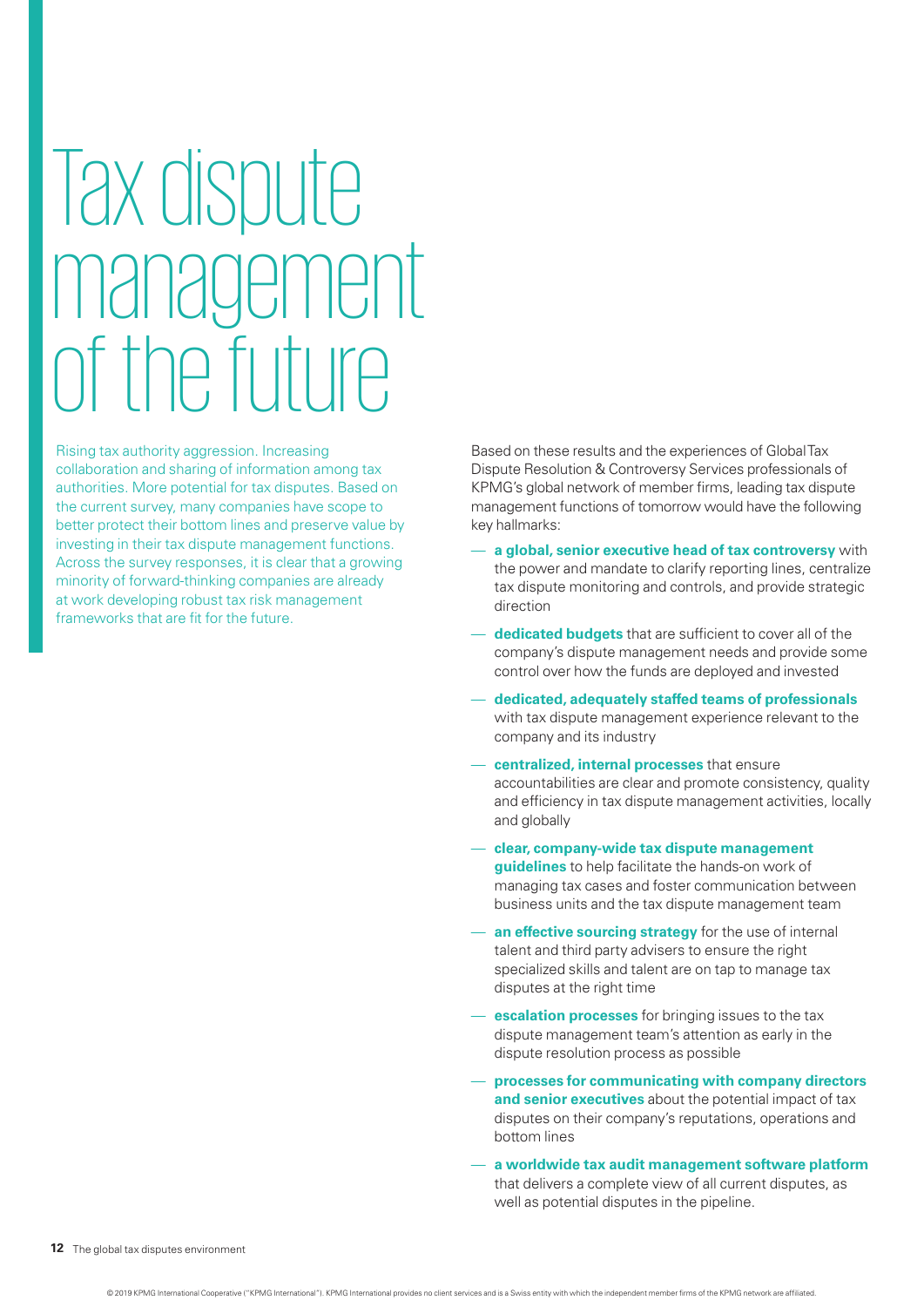# Tax dispute management of the future

Rising tax authority aggression. Increasing collaboration and sharing of information among tax authorities. More potential for tax disputes. Based on the current survey, many companies have scope to better protect their bottom lines and preserve value by investing in their tax dispute management functions. Across the survey responses, it is clear that a growing minority of forward-thinking companies are already at work developing robust tax risk management frameworks that are fit for the future.

Based on these results and the experiences of Global Tax Dispute Resolution & Controversy Services professionals of KPMG's global network of member firms, leading tax dispute management functions of tomorrow would have the following key hallmarks:

- **a global, senior executive head of tax controversy** with the power and mandate to clarify reporting lines, centralize tax dispute monitoring and controls, and provide strategic direction
- **dedicated budgets** that are sufficient to cover all of the company's dispute management needs and provide some control over how the funds are deployed and invested
- **dedicated, adequately staffed teams of professionals** with tax dispute management experience relevant to the company and its industry
- **centralized, internal processes** that ensure accountabilities are clear and promote consistency, quality and efficiency in tax dispute management activities, locally and globally
- **clear, company-wide tax dispute management guidelines** to help facilitate the hands-on work of managing tax cases and foster communication between business units and the tax dispute management team
- **an effective sourcing strategy** for the use of internal talent and third party advisers to ensure the right specialized skills and talent are on tap to manage tax disputes at the right time
- **escalation processes** for bringing issues to the tax dispute management team's attention as early in the dispute resolution process as possible
- **processes for communicating with company directors and senior executives** about the potential impact of tax disputes on their company's reputations, operations and bottom lines
- **a worldwide tax audit management software platform** that delivers a complete view of all current disputes, as well as potential disputes in the pipeline.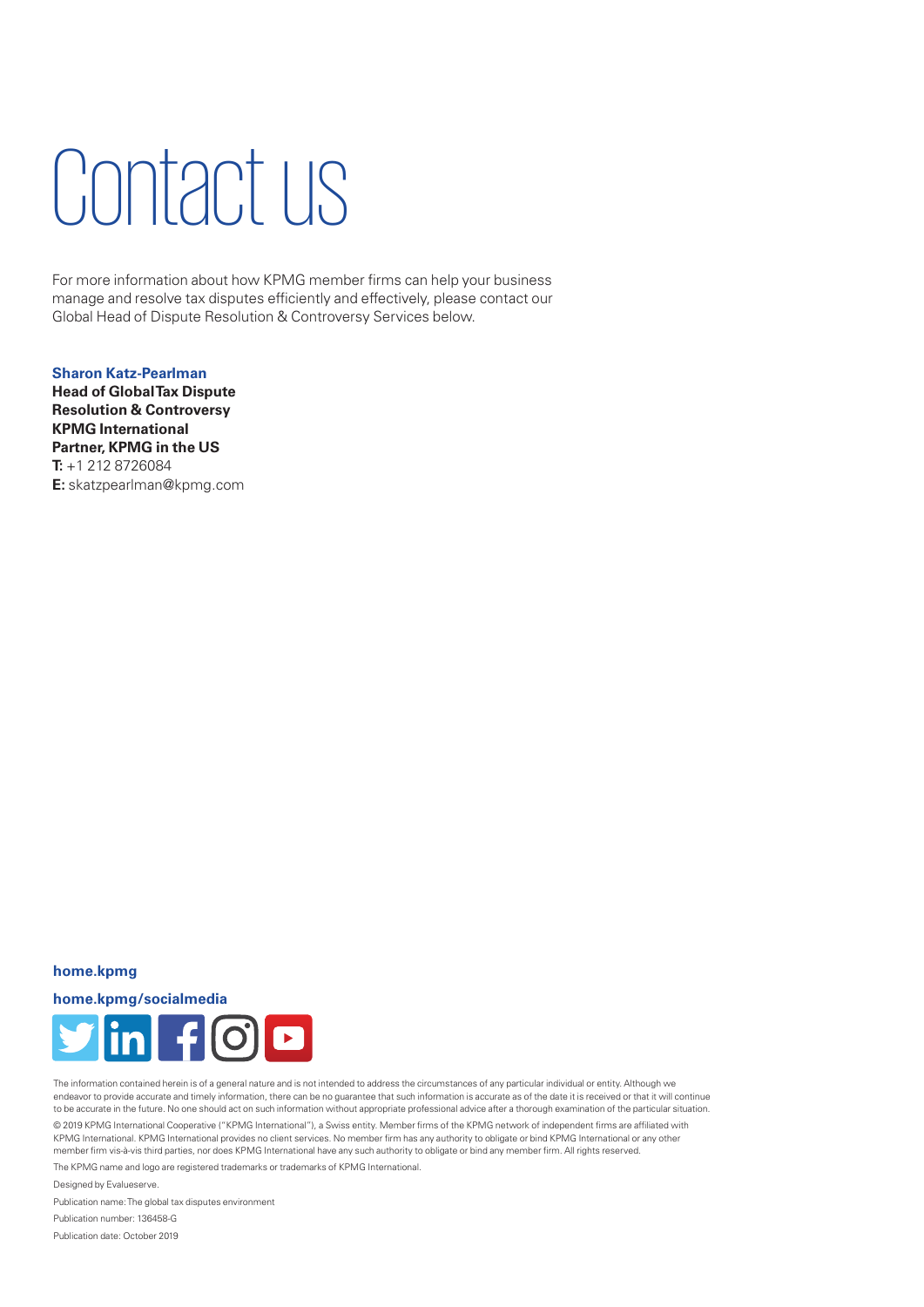# Contact us

For more information about how KPMG member firms can help your business manage and resolve tax disputes efficiently and effectively, please contact our Global Head of Dispute Resolution & Controversy Services below.

**Sharon Katz-Pearlman**
**Head of Global Tax Dispute Resolution & Controversy**
**KPMG International**
**Partner, KPMG in the US**
**T:** +1 212 8726084
**E:** skatzpearlman@kpmg.com

**home.kpmg**

**home.kpmg/socialmedia**

The information contained herein is of a general nature and is not intended to address the circumstances of any particular individual or entity. Although we endeavor to provide accurate and timely information, there can be no guarantee that such information is accurate as of the date it is received or that it will continue to be accurate in the future. No one should act on such information without appropriate professional advice after a thorough examination of the particular situation.

© 2019 KPMG International Cooperative ("KPMG International"), a Swiss entity. Member firms of the KPMG network of independent firms are affiliated with KPMG International. KPMG International provides no client services. No member firm has any authority to obligate or bind KPMG International or any other member firm vis-à-vis third parties, nor does KPMG International have any such authority to obligate or bind any member firm. All rights reserved.

The KPMG name and logo are registered trademarks or trademarks of KPMG International.

Designed by Evalueserve.

Publication name: The global tax disputes environment

Publication number: 136458-G

Publication date: October 2019